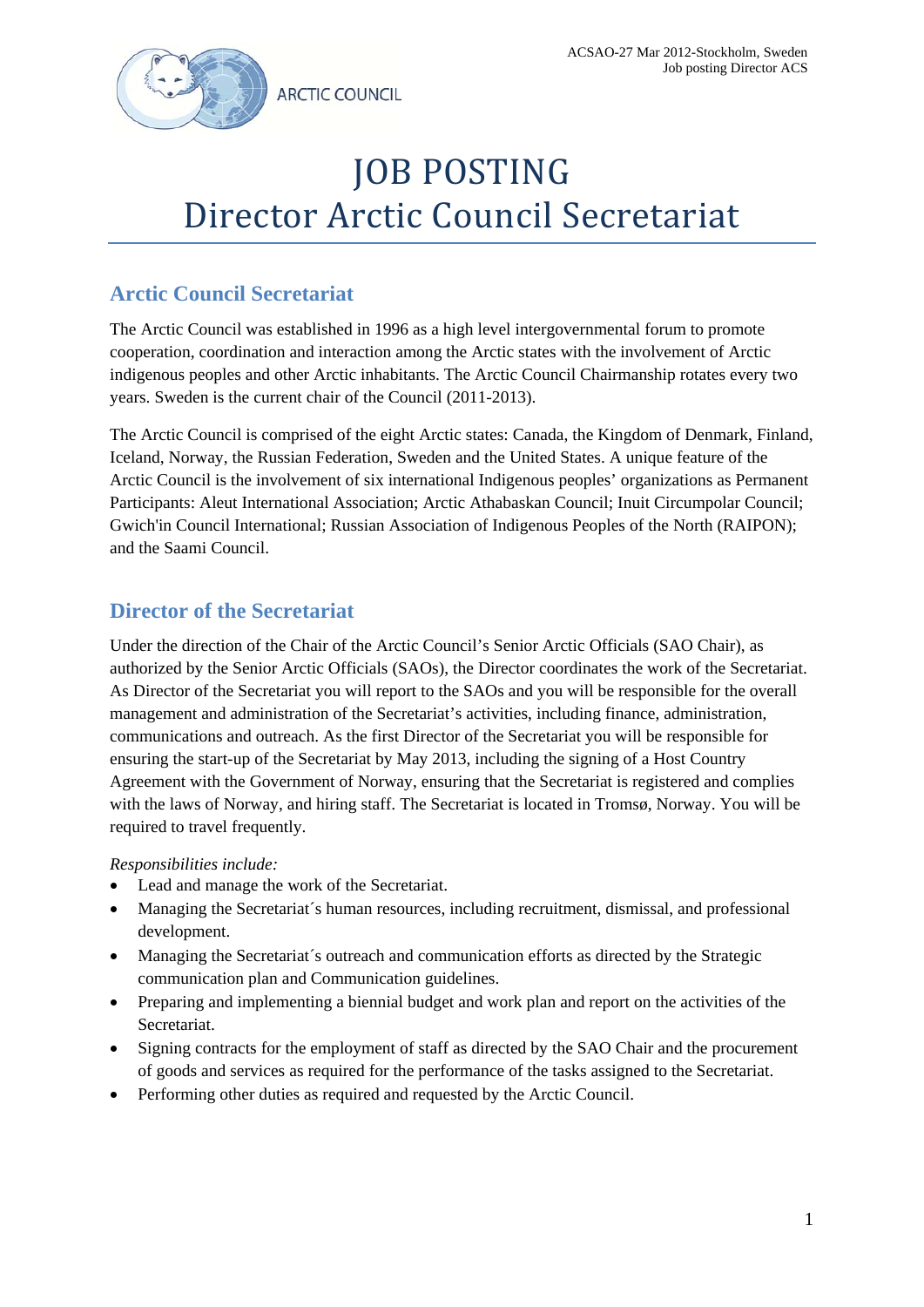# JOB POSTING
# Director Arctic Council Secretariat

## Arctic Council Secretariat

The Arctic Council was established in 1996 as a high level intergovernmental forum to promote cooperation, coordination and interaction among the Arctic states with the involvement of Arctic indigenous peoples and other Arctic inhabitants. The Arctic Council Chairmanship rotates every two years. Sweden is the current chair of the Council (2011-2013).

The Arctic Council is comprised of the eight Arctic states: Canada, the Kingdom of Denmark, Finland, Iceland, Norway, the Russian Federation, Sweden and the United States. A unique feature of the Arctic Council is the involvement of six international Indigenous peoples' organizations as Permanent Participants: Aleut International Association; Arctic Athabaskan Council; Inuit Circumpolar Council; Gwich'in Council International; Russian Association of Indigenous Peoples of the North (RAIPON); and the Saami Council.

## Director of the Secretariat

Under the direction of the Chair of the Arctic Council's Senior Arctic Officials (SAO Chair), as authorized by the Senior Arctic Officials (SAOs), the Director coordinates the work of the Secretariat. As Director of the Secretariat you will report to the SAOs and you will be responsible for the overall management and administration of the Secretariat's activities, including finance, administration, communications and outreach. As the first Director of the Secretariat you will be responsible for ensuring the start-up of the Secretariat by May 2013, including the signing of a Host Country Agreement with the Government of Norway, ensuring that the Secretariat is registered and complies with the laws of Norway, and hiring staff. The Secretariat is located in Tromsø, Norway. You will be required to travel frequently.

*Responsibilities include:*

- Lead and manage the work of the Secretariat.
- Managing the Secretariat´s human resources, including recruitment, dismissal, and professional development.
- Managing the Secretariat´s outreach and communication efforts as directed by the Strategic communication plan and Communication guidelines.
- Preparing and implementing a biennial budget and work plan and report on the activities of the Secretariat.
- Signing contracts for the employment of staff as directed by the SAO Chair and the procurement of goods and services as required for the performance of the tasks assigned to the Secretariat.
- Performing other duties as required and requested by the Arctic Council.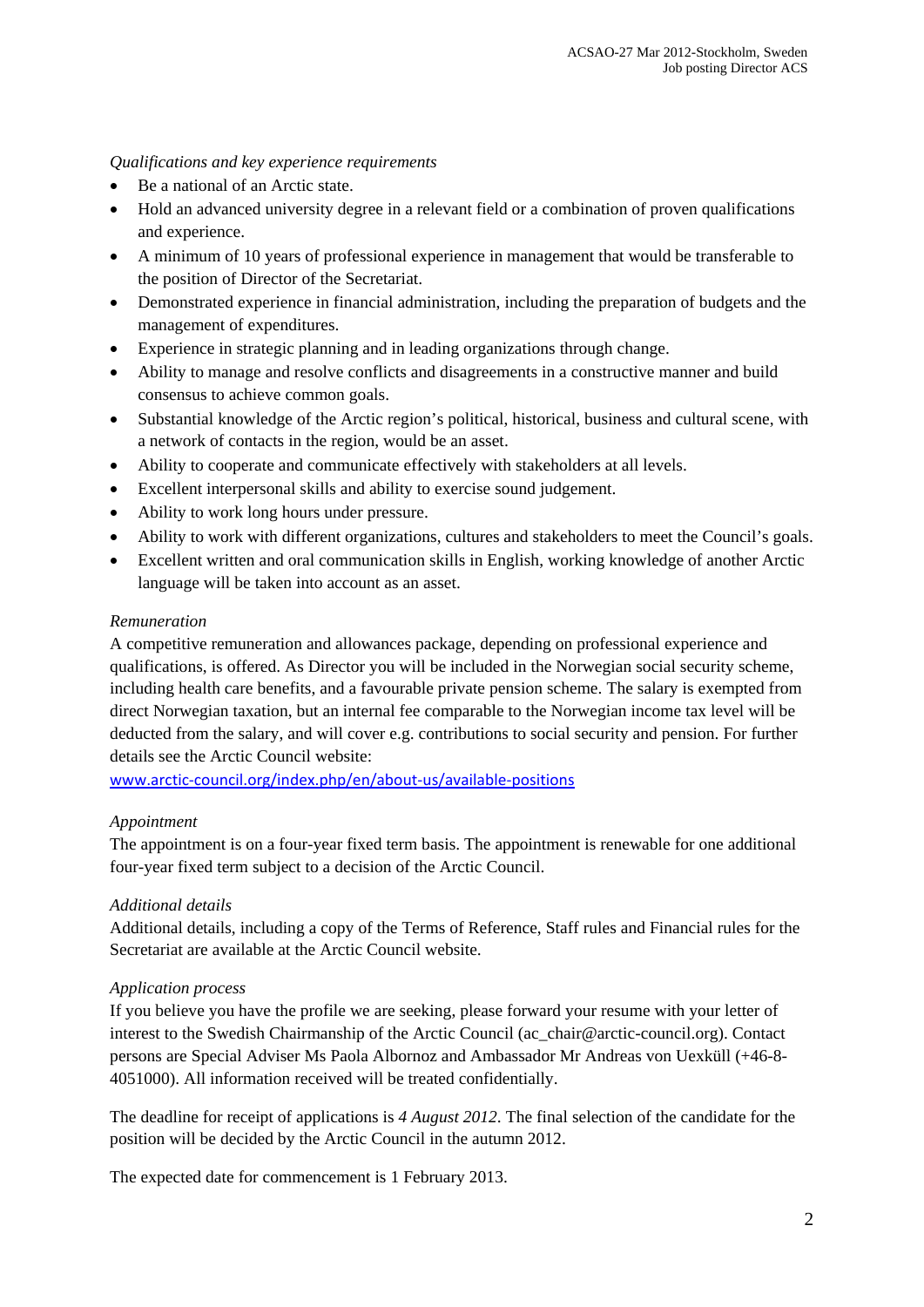*Qualifications and key experience requirements*

- Be a national of an Arctic state.
- Hold an advanced university degree in a relevant field or a combination of proven qualifications and experience.
- A minimum of 10 years of professional experience in management that would be transferable to the position of Director of the Secretariat.
- Demonstrated experience in financial administration, including the preparation of budgets and the management of expenditures.
- Experience in strategic planning and in leading organizations through change.
- Ability to manage and resolve conflicts and disagreements in a constructive manner and build consensus to achieve common goals.
- Substantial knowledge of the Arctic region's political, historical, business and cultural scene, with a network of contacts in the region, would be an asset.
- Ability to cooperate and communicate effectively with stakeholders at all levels.
- Excellent interpersonal skills and ability to exercise sound judgement.
- Ability to work long hours under pressure.
- Ability to work with different organizations, cultures and stakeholders to meet the Council's goals.
- Excellent written and oral communication skills in English, working knowledge of another Arctic language will be taken into account as an asset.

*Remuneration*

A competitive remuneration and allowances package, depending on professional experience and qualifications, is offered. As Director you will be included in the Norwegian social security scheme, including health care benefits, and a favourable private pension scheme. The salary is exempted from direct Norwegian taxation, but an internal fee comparable to the Norwegian income tax level will be deducted from the salary, and will cover e.g. contributions to social security and pension. For further details see the Arctic Council website:
www.arctic-council.org/index.php/en/about-us/available-positions

*Appointment*

The appointment is on a four-year fixed term basis. The appointment is renewable for one additional four-year fixed term subject to a decision of the Arctic Council.

*Additional details*

Additional details, including a copy of the Terms of Reference, Staff rules and Financial rules for the Secretariat are available at the Arctic Council website.

*Application process*

If you believe you have the profile we are seeking, please forward your resume with your letter of interest to the Swedish Chairmanship of the Arctic Council (ac_chair@arctic-council.org). Contact persons are Special Adviser Ms Paola Albornoz and Ambassador Mr Andreas von Uexküll (+46-8-4051000). All information received will be treated confidentially.

The deadline for receipt of applications is *4 August 2012*. The final selection of the candidate for the position will be decided by the Arctic Council in the autumn 2012.

The expected date for commencement is 1 February 2013.